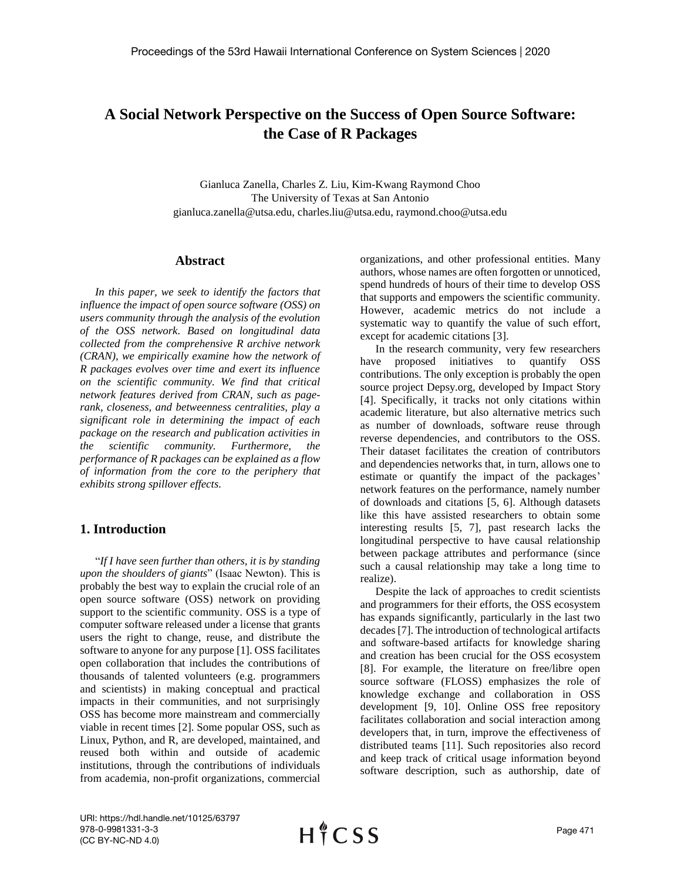# A Social Network Perspective on the Success of Open Source Software: the Case of R Packages

Gianluca Zanella, Charles Z. Liu, Kim-Kwang Raymond Choo
The University of Texas at San Antonio
gianluca.zanella@utsa.edu, charles.liu@utsa.edu, raymond.choo@utsa.edu

## Abstract

*In this paper, we seek to identify the factors that influence the impact of open source software (OSS) on users community through the analysis of the evolution of the OSS network. Based on longitudinal data collected from the comprehensive R archive network (CRAN), we empirically examine how the network of R packages evolves over time and exert its influence on the scientific community. We find that critical network features derived from CRAN, such as page-rank, closeness, and betweenness centralities, play a significant role in determining the impact of each package on the research and publication activities in the scientific community. Furthermore, the performance of R packages can be explained as a flow of information from the core to the periphery that exhibits strong spillover effects.*

## 1. Introduction

"*If I have seen further than others, it is by standing upon the shoulders of giants*" (Isaac Newton). This is probably the best way to explain the crucial role of an open source software (OSS) network on providing support to the scientific community. OSS is a type of computer software released under a license that grants users the right to change, reuse, and distribute the software to anyone for any purpose [1]. OSS facilitates open collaboration that includes the contributions of thousands of talented volunteers (e.g. programmers and scientists) in making conceptual and practical impacts in their communities, and not surprisingly OSS has become more mainstream and commercially viable in recent times [2]. Some popular OSS, such as Linux, Python, and R, are developed, maintained, and reused both within and outside of academic institutions, through the contributions of individuals from academia, non-profit organizations, commercial organizations, and other professional entities. Many authors, whose names are often forgotten or unnoticed, spend hundreds of hours of their time to develop OSS that supports and empowers the scientific community. However, academic metrics do not include a systematic way to quantify the value of such effort, except for academic citations [3].

In the research community, very few researchers have proposed initiatives to quantify OSS contributions. The only exception is probably the open source project Depsy.org, developed by Impact Story [4]. Specifically, it tracks not only citations within academic literature, but also alternative metrics such as number of downloads, software reuse through reverse dependencies, and contributors to the OSS. Their dataset facilitates the creation of contributors and dependencies networks that, in turn, allows one to estimate or quantify the impact of the packages' network features on the performance, namely number of downloads and citations [5, 6]. Although datasets like this have assisted researchers to obtain some interesting results [5, 7], past research lacks the longitudinal perspective to have causal relationship between package attributes and performance (since such a causal relationship may take a long time to realize).

Despite the lack of approaches to credit scientists and programmers for their efforts, the OSS ecosystem has expands significantly, particularly in the last two decades [7]. The introduction of technological artifacts and software-based artifacts for knowledge sharing and creation has been crucial for the OSS ecosystem [8]. For example, the literature on free/libre open source software (FLOSS) emphasizes the role of knowledge exchange and collaboration in OSS development [9, 10]. Online OSS free repository facilitates collaboration and social interaction among developers that, in turn, improve the effectiveness of distributed teams [11]. Such repositories also record and keep track of critical usage information beyond software description, such as authorship, date of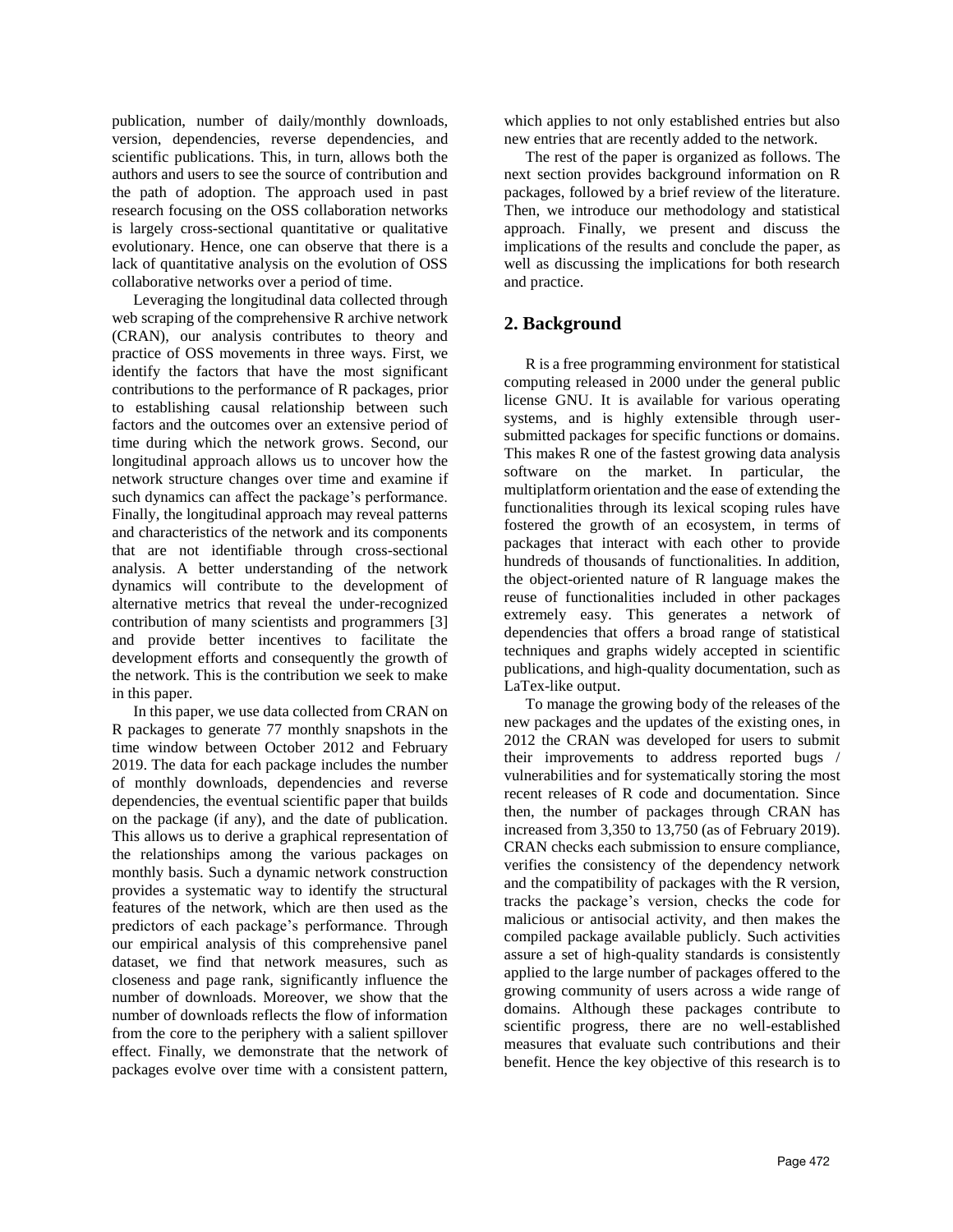publication, number of daily/monthly downloads, version, dependencies, reverse dependencies, and scientific publications. This, in turn, allows both the authors and users to see the source of contribution and the path of adoption. The approach used in past research focusing on the OSS collaboration networks is largely cross-sectional quantitative or qualitative evolutionary. Hence, one can observe that there is a lack of quantitative analysis on the evolution of OSS collaborative networks over a period of time.

Leveraging the longitudinal data collected through web scraping of the comprehensive R archive network (CRAN), our analysis contributes to theory and practice of OSS movements in three ways. First, we identify the factors that have the most significant contributions to the performance of R packages, prior to establishing causal relationship between such factors and the outcomes over an extensive period of time during which the network grows. Second, our longitudinal approach allows us to uncover how the network structure changes over time and examine if such dynamics can affect the package's performance. Finally, the longitudinal approach may reveal patterns and characteristics of the network and its components that are not identifiable through cross-sectional analysis. A better understanding of the network dynamics will contribute to the development of alternative metrics that reveal the under-recognized contribution of many scientists and programmers [3] and provide better incentives to facilitate the development efforts and consequently the growth of the network. This is the contribution we seek to make in this paper.

In this paper, we use data collected from CRAN on R packages to generate 77 monthly snapshots in the time window between October 2012 and February 2019. The data for each package includes the number of monthly downloads, dependencies and reverse dependencies, the eventual scientific paper that builds on the package (if any), and the date of publication. This allows us to derive a graphical representation of the relationships among the various packages on monthly basis. Such a dynamic network construction provides a systematic way to identify the structural features of the network, which are then used as the predictors of each package's performance. Through our empirical analysis of this comprehensive panel dataset, we find that network measures, such as closeness and page rank, significantly influence the number of downloads. Moreover, we show that the number of downloads reflects the flow of information from the core to the periphery with a salient spillover effect. Finally, we demonstrate that the network of packages evolve over time with a consistent pattern, which applies to not only established entries but also new entries that are recently added to the network.

The rest of the paper is organized as follows. The next section provides background information on R packages, followed by a brief review of the literature. Then, we introduce our methodology and statistical approach. Finally, we present and discuss the implications of the results and conclude the paper, as well as discussing the implications for both research and practice.

## 2. Background

R is a free programming environment for statistical computing released in 2000 under the general public license GNU. It is available for various operating systems, and is highly extensible through user-submitted packages for specific functions or domains. This makes R one of the fastest growing data analysis software on the market. In particular, the multiplatform orientation and the ease of extending the functionalities through its lexical scoping rules have fostered the growth of an ecosystem, in terms of packages that interact with each other to provide hundreds of thousands of functionalities. In addition, the object-oriented nature of R language makes the reuse of functionalities included in other packages extremely easy. This generates a network of dependencies that offers a broad range of statistical techniques and graphs widely accepted in scientific publications, and high-quality documentation, such as LaTex-like output.

To manage the growing body of the releases of the new packages and the updates of the existing ones, in 2012 the CRAN was developed for users to submit their improvements to address reported bugs / vulnerabilities and for systematically storing the most recent releases of R code and documentation. Since then, the number of packages through CRAN has increased from 3,350 to 13,750 (as of February 2019). CRAN checks each submission to ensure compliance, verifies the consistency of the dependency network and the compatibility of packages with the R version, tracks the package's version, checks the code for malicious or antisocial activity, and then makes the compiled package available publicly. Such activities assure a set of high-quality standards is consistently applied to the large number of packages offered to the growing community of users across a wide range of domains. Although these packages contribute to scientific progress, there are no well-established measures that evaluate such contributions and their benefit. Hence the key objective of this research is to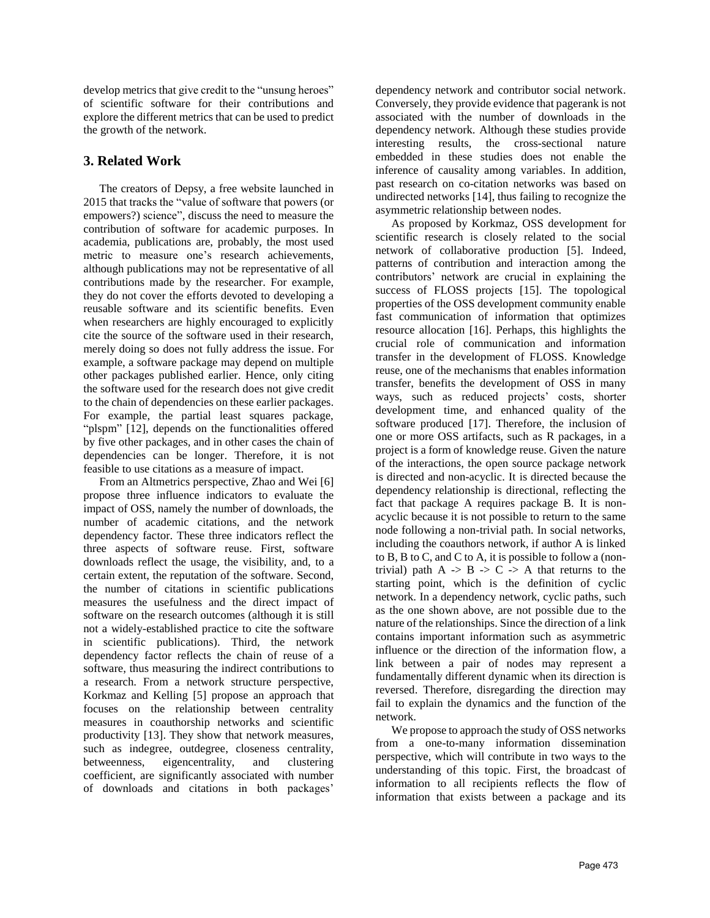develop metrics that give credit to the "unsung heroes" of scientific software for their contributions and explore the different metrics that can be used to predict the growth of the network.

## 3. Related Work

The creators of Depsy, a free website launched in 2015 that tracks the "value of software that powers (or empowers?) science", discuss the need to measure the contribution of software for academic purposes. In academia, publications are, probably, the most used metric to measure one's research achievements, although publications may not be representative of all contributions made by the researcher. For example, they do not cover the efforts devoted to developing a reusable software and its scientific benefits. Even when researchers are highly encouraged to explicitly cite the source of the software used in their research, merely doing so does not fully address the issue. For example, a software package may depend on multiple other packages published earlier. Hence, only citing the software used for the research does not give credit to the chain of dependencies on these earlier packages. For example, the partial least squares package, "plspm" [12], depends on the functionalities offered by five other packages, and in other cases the chain of dependencies can be longer. Therefore, it is not feasible to use citations as a measure of impact.

From an Altmetrics perspective, Zhao and Wei [6] propose three influence indicators to evaluate the impact of OSS, namely the number of downloads, the number of academic citations, and the network dependency factor. These three indicators reflect the three aspects of software reuse. First, software downloads reflect the usage, the visibility, and, to a certain extent, the reputation of the software. Second, the number of citations in scientific publications measures the usefulness and the direct impact of software on the research outcomes (although it is still not a widely-established practice to cite the software in scientific publications). Third, the network dependency factor reflects the chain of reuse of a software, thus measuring the indirect contributions to a research. From a network structure perspective, Korkmaz and Kelling [5] propose an approach that focuses on the relationship between centrality measures in coauthorship networks and scientific productivity [13]. They show that network measures, such as indegree, outdegree, closeness centrality, betweenness, eigencentrality, and clustering coefficient, are significantly associated with number of downloads and citations in both packages' dependency network and contributor social network. Conversely, they provide evidence that pagerank is not associated with the number of downloads in the dependency network. Although these studies provide interesting results, the cross-sectional nature embedded in these studies does not enable the inference of causality among variables. In addition, past research on co-citation networks was based on undirected networks [14], thus failing to recognize the asymmetric relationship between nodes.

As proposed by Korkmaz, OSS development for scientific research is closely related to the social network of collaborative production [5]. Indeed, patterns of contribution and interaction among the contributors' network are crucial in explaining the success of FLOSS projects [15]. The topological properties of the OSS development community enable fast communication of information that optimizes resource allocation [16]. Perhaps, this highlights the crucial role of communication and information transfer in the development of FLOSS. Knowledge reuse, one of the mechanisms that enables information transfer, benefits the development of OSS in many ways, such as reduced projects' costs, shorter development time, and enhanced quality of the software produced [17]. Therefore, the inclusion of one or more OSS artifacts, such as R packages, in a project is a form of knowledge reuse. Given the nature of the interactions, the open source package network is directed and non-acyclic. It is directed because the dependency relationship is directional, reflecting the fact that package A requires package B. It is non-acyclic because it is not possible to return to the same node following a non-trivial path. In social networks, including the coauthors network, if author A is linked to B, B to C, and C to A, it is possible to follow a (non-trivial) path A -> B -> C -> A that returns to the starting point, which is the definition of cyclic network. In a dependency network, cyclic paths, such as the one shown above, are not possible due to the nature of the relationships. Since the direction of a link contains important information such as asymmetric influence or the direction of the information flow, a link between a pair of nodes may represent a fundamentally different dynamic when its direction is reversed. Therefore, disregarding the direction may fail to explain the dynamics and the function of the network.

We propose to approach the study of OSS networks from a one-to-many information dissemination perspective, which will contribute in two ways to the understanding of this topic. First, the broadcast of information to all recipients reflects the flow of information that exists between a package and its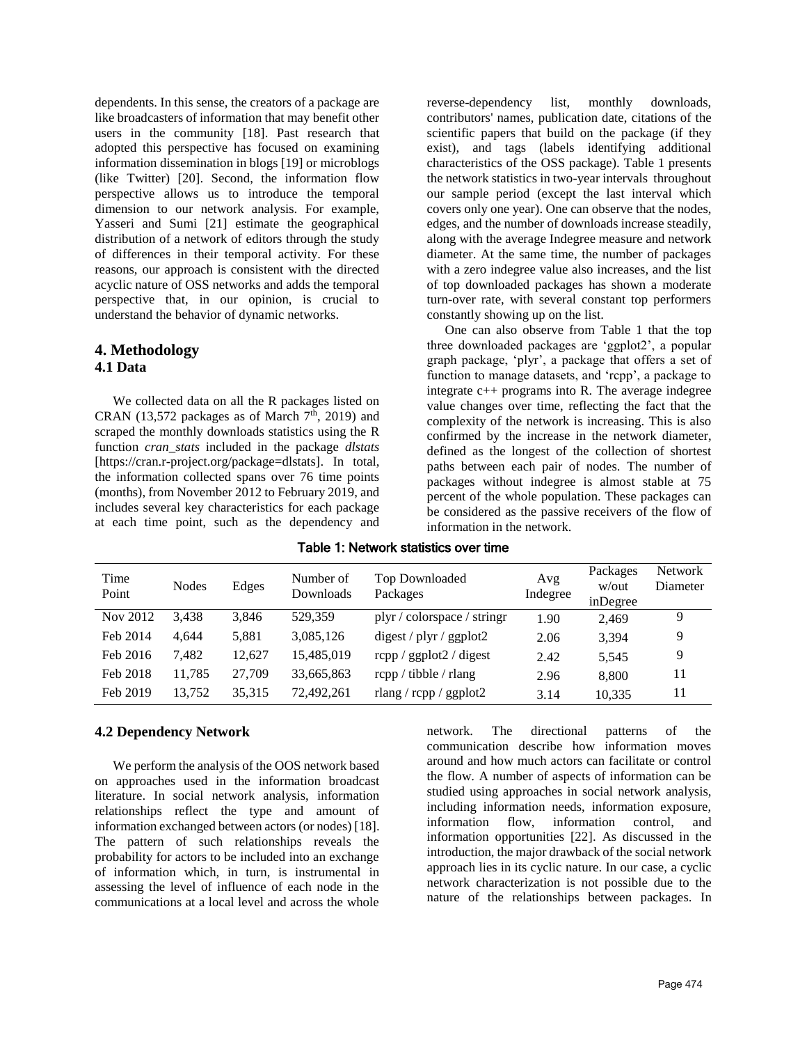dependents. In this sense, the creators of a package are like broadcasters of information that may benefit other users in the community [18]. Past research that adopted this perspective has focused on examining information dissemination in blogs [19] or microblogs (like Twitter) [20]. Second, the information flow perspective allows us to introduce the temporal dimension to our network analysis. For example, Yasseri and Sumi [21] estimate the geographical distribution of a network of editors through the study of differences in their temporal activity. For these reasons, our approach is consistent with the directed acyclic nature of OSS networks and adds the temporal perspective that, in our opinion, is crucial to understand the behavior of dynamic networks.

## 4. Methodology

### 4.1 Data

We collected data on all the R packages listed on CRAN (13,572 packages as of March 7th, 2019) and scraped the monthly downloads statistics using the R function *cran_stats* included in the package *dlstats* [https://cran.r-project.org/package=dlstats]. In total, the information collected spans over 76 time points (months), from November 2012 to February 2019, and includes several key characteristics for each package at each time point, such as the dependency and reverse-dependency list, monthly downloads, contributors' names, publication date, citations of the scientific papers that build on the package (if they exist), and tags (labels identifying additional characteristics of the OSS package). Table 1 presents the network statistics in two-year intervals throughout our sample period (except the last interval which covers only one year). One can observe that the nodes, edges, and the number of downloads increase steadily, along with the average Indegree measure and network diameter. At the same time, the number of packages with a zero indegree value also increases, and the list of top downloaded packages has shown a moderate turn-over rate, with several constant top performers constantly showing up on the list.

One can also observe from Table 1 that the top three downloaded packages are 'ggplot2', a popular graph package, 'plyr', a package that offers a set of function to manage datasets, and 'rcpp', a package to integrate c++ programs into R. The average indegree value changes over time, reflecting the fact that the complexity of the network is increasing. This is also confirmed by the increase in the network diameter, defined as the longest of the collection of shortest paths between each pair of nodes. The number of packages without indegree is almost stable at 75 percent of the whole population. These packages can be considered as the passive receivers of the flow of information in the network.

Table 1: Network statistics over time

| Time Point | Nodes | Edges | Number of Downloads | Top Downloaded Packages | Avg Indegree | Packages w/out inDegree | Network Diameter |
|---|---|---|---|---|---|---|---|
| Nov 2012 | 3,438 | 3,846 | 529,359 | plyr / colorspace / stringr | 1.90 | 2,469 | 9 |
| Feb 2014 | 4,644 | 5,881 | 3,085,126 | digest / plyr / ggplot2 | 2.06 | 3,394 | 9 |
| Feb 2016 | 7,482 | 12,627 | 15,485,019 | rcpp / ggplot2 / digest | 2.42 | 5,545 | 9 |
| Feb 2018 | 11,785 | 27,709 | 33,665,863 | rcpp / tibble / rlang | 2.96 | 8,800 | 11 |
| Feb 2019 | 13,752 | 35,315 | 72,492,261 | rlang / rcpp / ggplot2 | 3.14 | 10,335 | 11 |

### 4.2 Dependency Network

We perform the analysis of the OOS network based on approaches used in the information broadcast literature. In social network analysis, information relationships reflect the type and amount of information exchanged between actors (or nodes) [18]. The pattern of such relationships reveals the probability for actors to be included into an exchange of information which, in turn, is instrumental in assessing the level of influence of each node in the communications at a local level and across the whole network. The directional patterns of the communication describe how information moves around and how much actors can facilitate or control the flow. A number of aspects of information can be studied using approaches in social network analysis, including information needs, information exposure, information flow, information control, and information opportunities [22]. As discussed in the introduction, the major drawback of the social network approach lies in its cyclic nature. In our case, a cyclic network characterization is not possible due to the nature of the relationships between packages. In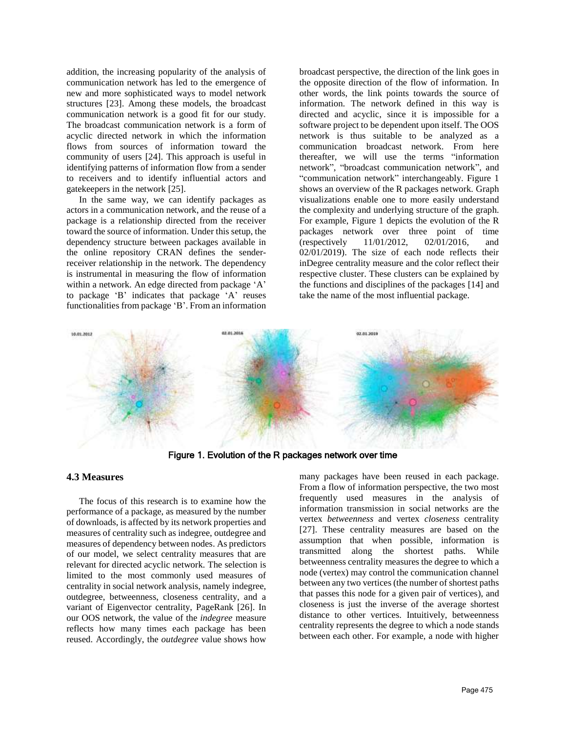addition, the increasing popularity of the analysis of communication network has led to the emergence of new and more sophisticated ways to model network structures [23]. Among these models, the broadcast communication network is a good fit for our study. The broadcast communication network is a form of acyclic directed network in which the information flows from sources of information toward the community of users [24]. This approach is useful in identifying patterns of information flow from a sender to receivers and to identify influential actors and gatekeepers in the network [25].

In the same way, we can identify packages as actors in a communication network, and the reuse of a package is a relationship directed from the receiver toward the source of information. Under this setup, the dependency structure between packages available in the online repository CRAN defines the sender-receiver relationship in the network. The dependency is instrumental in measuring the flow of information within a network. An edge directed from package 'A' to package 'B' indicates that package 'A' reuses functionalities from package 'B'. From an information broadcast perspective, the direction of the link goes in the opposite direction of the flow of information. In other words, the link points towards the source of information. The network defined in this way is directed and acyclic, since it is impossible for a software project to be dependent upon itself. The OOS network is thus suitable to be analyzed as a communication broadcast network. From here thereafter, we will use the terms "information network", "broadcast communication network", and "communication network" interchangeably. Figure 1 shows an overview of the R packages network. Graph visualizations enable one to more easily understand the complexity and underlying structure of the graph. For example, Figure 1 depicts the evolution of the R packages network over three point of time (respectively 11/01/2012, 02/01/2016, and 02/01/2019). The size of each node reflects their inDegree centrality measure and the color reflect their respective cluster. These clusters can be explained by the functions and disciplines of the packages [14] and take the name of the most influential package.

Figure 1. Evolution of the R packages network over time

### 4.3 Measures

The focus of this research is to examine how the performance of a package, as measured by the number of downloads, is affected by its network properties and measures of centrality such as indegree, outdegree and measures of dependency between nodes. As predictors of our model, we select centrality measures that are relevant for directed acyclic network. The selection is limited to the most commonly used measures of centrality in social network analysis, namely indegree, outdegree, betweenness, closeness centrality, and a variant of Eigenvector centrality, PageRank [26]. In our OOS network, the value of the *indegree* measure reflects how many times each package has been reused. Accordingly, the *outdegree* value shows how many packages have been reused in each package. From a flow of information perspective, the two most frequently used measures in the analysis of information transmission in social networks are the vertex *betweenness* and vertex *closeness* centrality [27]. These centrality measures are based on the assumption that when possible, information is transmitted along the shortest paths. While betweenness centrality measures the degree to which a node (vertex) may control the communication channel between any two vertices (the number of shortest paths that passes this node for a given pair of vertices), and closeness is just the inverse of the average shortest distance to other vertices. Intuitively, betweenness centrality represents the degree to which a node stands between each other. For example, a node with higher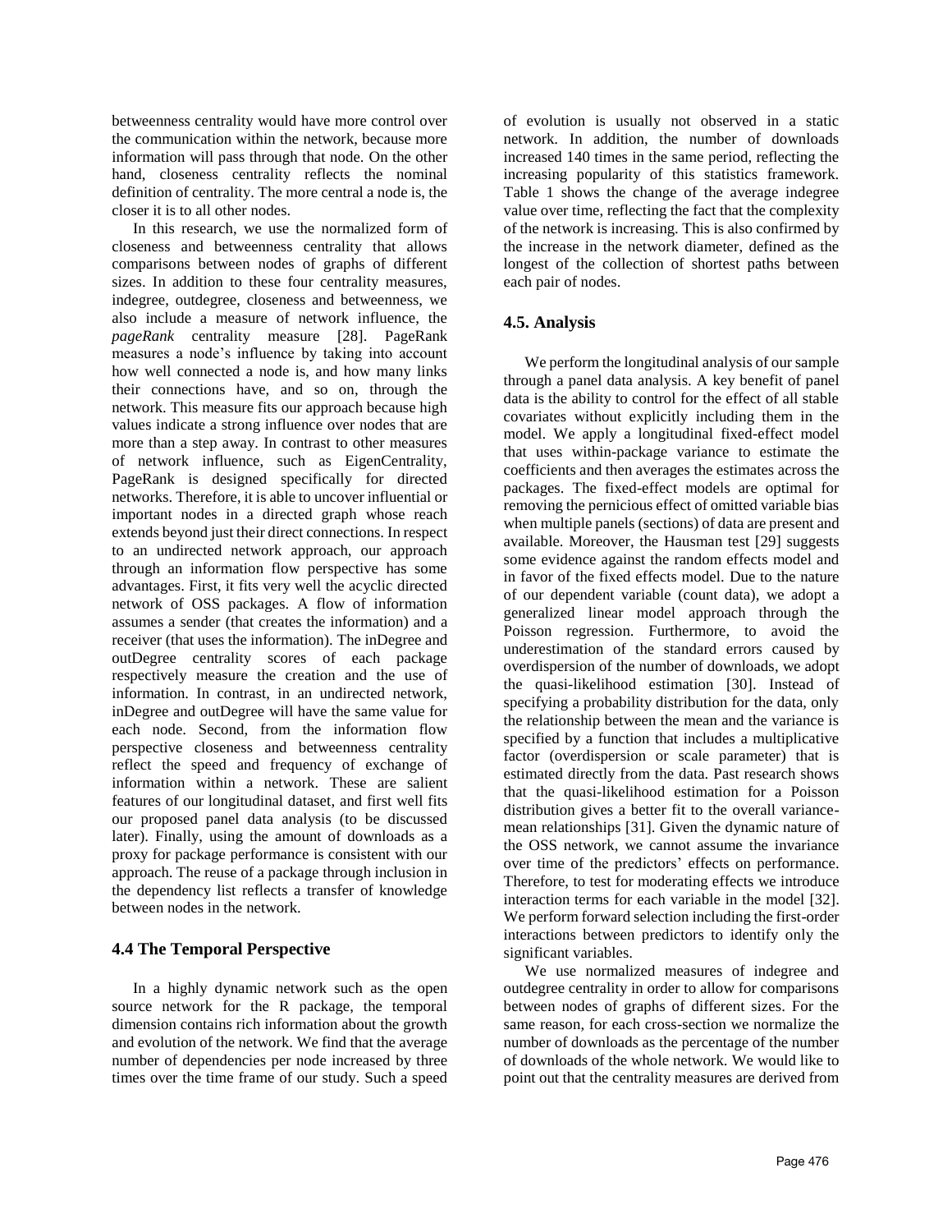betweenness centrality would have more control over the communication within the network, because more information will pass through that node. On the other hand, closeness centrality reflects the nominal definition of centrality. The more central a node is, the closer it is to all other nodes.

In this research, we use the normalized form of closeness and betweenness centrality that allows comparisons between nodes of graphs of different sizes. In addition to these four centrality measures, indegree, outdegree, closeness and betweenness, we also include a measure of network influence, the *pageRank* centrality measure [28]. PageRank measures a node's influence by taking into account how well connected a node is, and how many links their connections have, and so on, through the network. This measure fits our approach because high values indicate a strong influence over nodes that are more than a step away. In contrast to other measures of network influence, such as EigenCentrality, PageRank is designed specifically for directed networks. Therefore, it is able to uncover influential or important nodes in a directed graph whose reach extends beyond just their direct connections. In respect to an undirected network approach, our approach through an information flow perspective has some advantages. First, it fits very well the acyclic directed network of OSS packages. A flow of information assumes a sender (that creates the information) and a receiver (that uses the information). The inDegree and outDegree centrality scores of each package respectively measure the creation and the use of information. In contrast, in an undirected network, inDegree and outDegree will have the same value for each node. Second, from the information flow perspective closeness and betweenness centrality reflect the speed and frequency of exchange of information within a network. These are salient features of our longitudinal dataset, and first well fits our proposed panel data analysis (to be discussed later). Finally, using the amount of downloads as a proxy for package performance is consistent with our approach. The reuse of a package through inclusion in the dependency list reflects a transfer of knowledge between nodes in the network.

### 4.4 The Temporal Perspective

In a highly dynamic network such as the open source network for the R package, the temporal dimension contains rich information about the growth and evolution of the network. We find that the average number of dependencies per node increased by three times over the time frame of our study. Such a speed of evolution is usually not observed in a static network. In addition, the number of downloads increased 140 times in the same period, reflecting the increasing popularity of this statistics framework. Table 1 shows the change of the average indegree value over time, reflecting the fact that the complexity of the network is increasing. This is also confirmed by the increase in the network diameter, defined as the longest of the collection of shortest paths between each pair of nodes.

### 4.5. Analysis

We perform the longitudinal analysis of our sample through a panel data analysis. A key benefit of panel data is the ability to control for the effect of all stable covariates without explicitly including them in the model. We apply a longitudinal fixed-effect model that uses within-package variance to estimate the coefficients and then averages the estimates across the packages. The fixed-effect models are optimal for removing the pernicious effect of omitted variable bias when multiple panels (sections) of data are present and available. Moreover, the Hausman test [29] suggests some evidence against the random effects model and in favor of the fixed effects model. Due to the nature of our dependent variable (count data), we adopt a generalized linear model approach through the Poisson regression. Furthermore, to avoid the underestimation of the standard errors caused by overdispersion of the number of downloads, we adopt the quasi-likelihood estimation [30]. Instead of specifying a probability distribution for the data, only the relationship between the mean and the variance is specified by a function that includes a multiplicative factor (overdispersion or scale parameter) that is estimated directly from the data. Past research shows that the quasi-likelihood estimation for a Poisson distribution gives a better fit to the overall variance-mean relationships [31]. Given the dynamic nature of the OSS network, we cannot assume the invariance over time of the predictors' effects on performance. Therefore, to test for moderating effects we introduce interaction terms for each variable in the model [32]. We perform forward selection including the first-order interactions between predictors to identify only the significant variables.

We use normalized measures of indegree and outdegree centrality in order to allow for comparisons between nodes of graphs of different sizes. For the same reason, for each cross-section we normalize the number of downloads as the percentage of the number of downloads of the whole network. We would like to point out that the centrality measures are derived from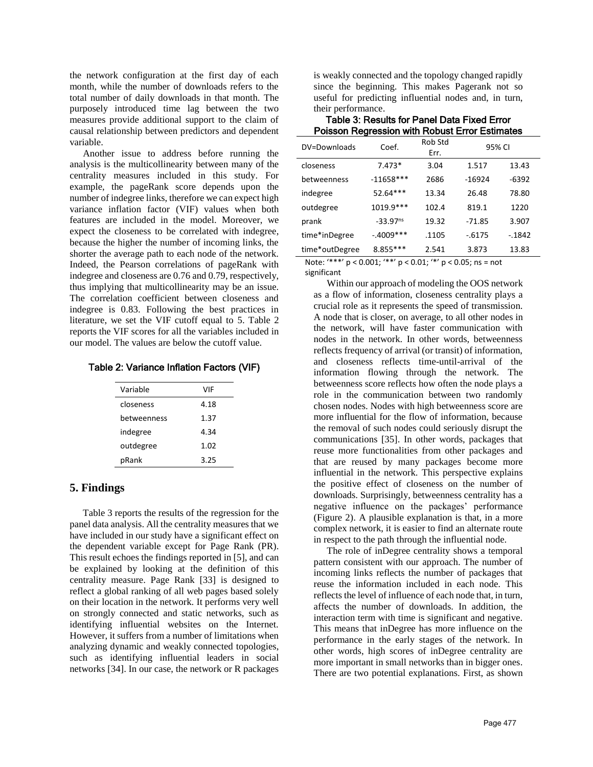the network configuration at the first day of each month, while the number of downloads refers to the total number of daily downloads in that month. The purposely introduced time lag between the two measures provide additional support to the claim of causal relationship between predictors and dependent variable.

Another issue to address before running the analysis is the multicollinearity between many of the centrality measures included in this study. For example, the pageRank score depends upon the number of indegree links, therefore we can expect high variance inflation factor (VIF) values when both features are included in the model. Moreover, we expect the closeness to be correlated with indegree, because the higher the number of incoming links, the shorter the average path to each node of the network. Indeed, the Pearson correlations of pageRank with indegree and closeness are 0.76 and 0.79, respectively, thus implying that multicollinearity may be an issue. The correlation coefficient between closeness and indegree is 0.83. Following the best practices in literature, we set the VIF cutoff equal to 5. Table 2 reports the VIF scores for all the variables included in our model. The values are below the cutoff value.

**Table 2: Variance Inflation Factors (VIF)**

| Variable | VIF |
|---|---|
| closeness | 4.18 |
| betweenness | 1.37 |
| indegree | 4.34 |
| outdegree | 1.02 |
| pRank | 3.25 |

## 5. Findings

Table 3 reports the results of the regression for the panel data analysis. All the centrality measures that we have included in our study have a significant effect on the dependent variable except for Page Rank (PR). This result echoes the findings reported in [5], and can be explained by looking at the definition of this centrality measure. Page Rank [33] is designed to reflect a global ranking of all web pages based solely on their location in the network. It performs very well on strongly connected and static networks, such as identifying influential websites on the Internet. However, it suffers from a number of limitations when analyzing dynamic and weakly connected topologies, such as identifying influential leaders in social networks [34]. In our case, the network or R packages is weakly connected and the topology changed rapidly since the beginning. This makes Pagerank not so useful for predicting influential nodes and, in turn, their performance.

**Table 3: Results for Panel Data Fixed Error Poisson Regression with Robust Error Estimates**

| DV=Downloads | Coef. | Rob Std Err. | 95% CI | |
|---|---|---|---|---|
| closeness | 7.473* | 3.04 | 1.517 | 13.43 |
| betweenness | -11658*** | 2686 | -16924 | -6392 |
| indegree | 52.64*** | 13.34 | 26.48 | 78.80 |
| outdegree | 1019.9*** | 102.4 | 819.1 | 1220 |
| prank | -33.97ns | 19.32 | -71.85 | 3.907 |
| time*inDegree | -.4009*** | .1105 | -.6175 | -.1842 |
| time*outDegree | 8.855*** | 2.541 | 3.873 | 13.83 |

Note: '***' $p < 0.001$; '**' $p < 0.01$; '*' $p < 0.05$; ns = not significant

Within our approach of modeling the OOS network as a flow of information, closeness centrality plays a crucial role as it represents the speed of transmission. A node that is closer, on average, to all other nodes in the network, will have faster communication with nodes in the network. In other words, betweenness reflects frequency of arrival (or transit) of information, and closeness reflects time-until-arrival of the information flowing through the network. The betweenness score reflects how often the node plays a role in the communication between two randomly chosen nodes. Nodes with high betweenness score are more influential for the flow of information, because the removal of such nodes could seriously disrupt the communications [35]. In other words, packages that reuse more functionalities from other packages and that are reused by many packages become more influential in the network. This perspective explains the positive effect of closeness on the number of downloads. Surprisingly, betweenness centrality has a negative influence on the packages' performance (Figure 2). A plausible explanation is that, in a more complex network, it is easier to find an alternate route in respect to the path through the influential node.

The role of inDegree centrality shows a temporal pattern consistent with our approach. The number of incoming links reflects the number of packages that reuse the information included in each node. This reflects the level of influence of each node that, in turn, affects the number of downloads. In addition, the interaction term with time is significant and negative. This means that inDegree has more influence on the performance in the early stages of the network. In other words, high scores of inDegree centrality are more important in small networks than in bigger ones. There are two potential explanations. First, as shown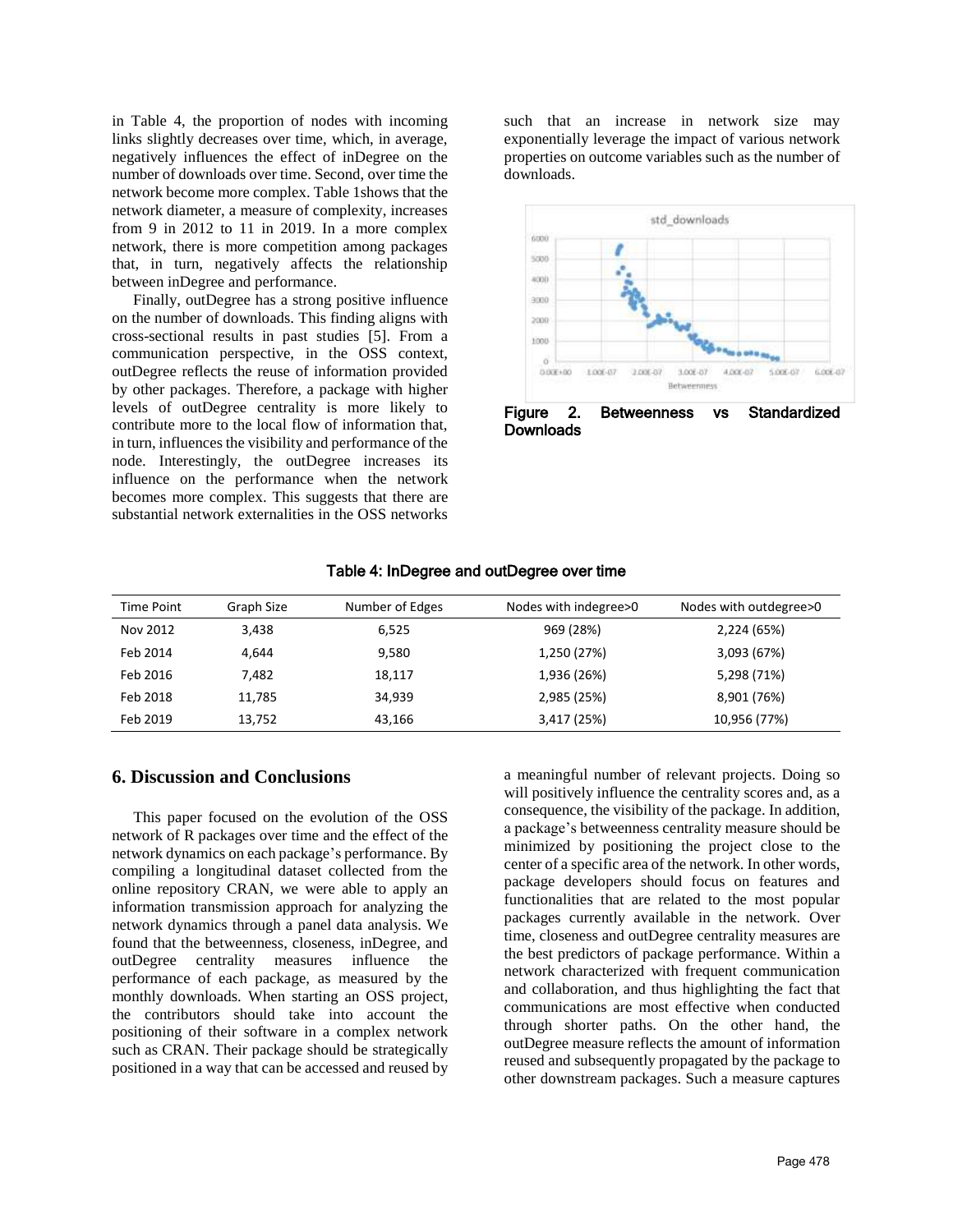in Table 4, the proportion of nodes with incoming links slightly decreases over time, which, in average, negatively influences the effect of inDegree on the number of downloads over time. Second, over time the network become more complex. Table 1shows that the network diameter, a measure of complexity, increases from 9 in 2012 to 11 in 2019. In a more complex network, there is more competition among packages that, in turn, negatively affects the relationship between inDegree and performance.

Finally, outDegree has a strong positive influence on the number of downloads. This finding aligns with cross-sectional results in past studies [5]. From a communication perspective, in the OSS context, outDegree reflects the reuse of information provided by other packages. Therefore, a package with higher levels of outDegree centrality is more likely to contribute more to the local flow of information that, in turn, influences the visibility and performance of the node. Interestingly, the outDegree increases its influence on the performance when the network becomes more complex. This suggests that there are substantial network externalities in the OSS networks such that an increase in network size may exponentially leverage the impact of various network properties on outcome variables such as the number of downloads.

**Figure 2. Betweenness vs Standardized Downloads**

**Table 4: InDegree and outDegree over time**

| Time Point | Graph Size | Number of Edges | Nodes with indegree>0 | Nodes with outdegree>0 |
|---|---|---|---|---|
| Nov 2012 | 3,438 | 6,525 | 969 (28%) | 2,224 (65%) |
| Feb 2014 | 4,644 | 9,580 | 1,250 (27%) | 3,093 (67%) |
| Feb 2016 | 7,482 | 18,117 | 1,936 (26%) | 5,298 (71%) |
| Feb 2018 | 11,785 | 34,939 | 2,985 (25%) | 8,901 (76%) |
| Feb 2019 | 13,752 | 43,166 | 3,417 (25%) | 10,956 (77%) |

## 6. Discussion and Conclusions

This paper focused on the evolution of the OSS network of R packages over time and the effect of the network dynamics on each package's performance. By compiling a longitudinal dataset collected from the online repository CRAN, we were able to apply an information transmission approach for analyzing the network dynamics through a panel data analysis. We found that the betweenness, closeness, inDegree, and outDegree centrality measures influence the performance of each package, as measured by the monthly downloads. When starting an OSS project, the contributors should take into account the positioning of their software in a complex network such as CRAN. Their package should be strategically positioned in a way that can be accessed and reused by a meaningful number of relevant projects. Doing so will positively influence the centrality scores and, as a consequence, the visibility of the package. In addition, a package's betweenness centrality measure should be minimized by positioning the project close to the center of a specific area of the network. In other words, package developers should focus on features and functionalities that are related to the most popular packages currently available in the network. Over time, closeness and outDegree centrality measures are the best predictors of package performance. Within a network characterized with frequent communication and collaboration, and thus highlighting the fact that communications are most effective when conducted through shorter paths. On the other hand, the outDegree measure reflects the amount of information reused and subsequently propagated by the package to other downstream packages. Such a measure captures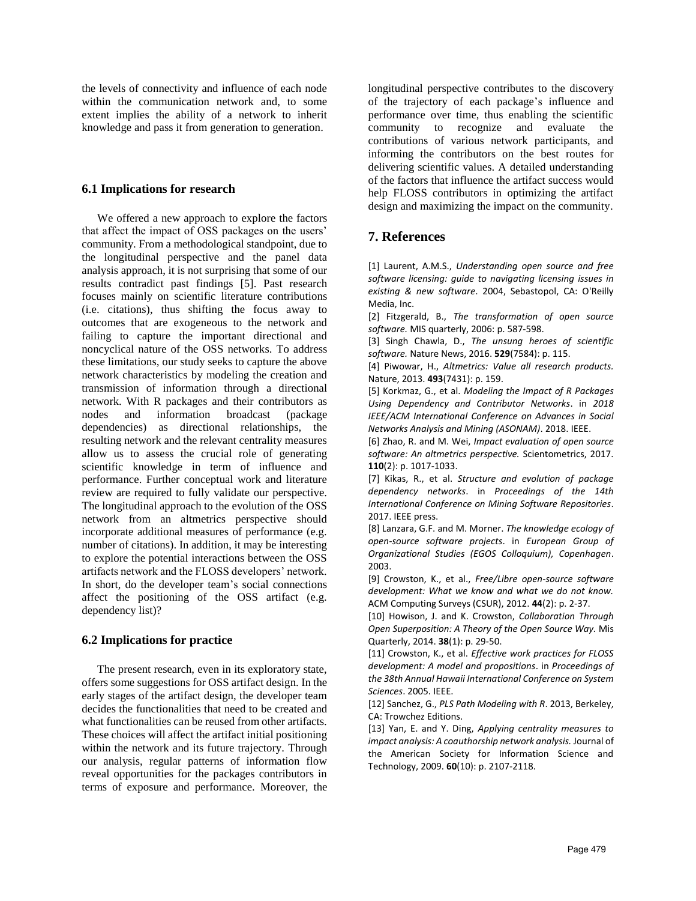the levels of connectivity and influence of each node within the communication network and, to some extent implies the ability of a network to inherit knowledge and pass it from generation to generation.

### 6.1 Implications for research

We offered a new approach to explore the factors that affect the impact of OSS packages on the users' community. From a methodological standpoint, due to the longitudinal perspective and the panel data analysis approach, it is not surprising that some of our results contradict past findings [5]. Past research focuses mainly on scientific literature contributions (i.e. citations), thus shifting the focus away to outcomes that are exogeneous to the network and failing to capture the important directional and noncyclical nature of the OSS networks. To address these limitations, our study seeks to capture the above network characteristics by modeling the creation and transmission of information through a directional network. With R packages and their contributors as nodes and information broadcast (package dependencies) as directional relationships, the resulting network and the relevant centrality measures allow us to assess the crucial role of generating scientific knowledge in term of influence and performance. Further conceptual work and literature review are required to fully validate our perspective. The longitudinal approach to the evolution of the OSS network from an altmetrics perspective should incorporate additional measures of performance (e.g. number of citations). In addition, it may be interesting to explore the potential interactions between the OSS artifacts network and the FLOSS developers' network. In short, do the developer team's social connections affect the positioning of the OSS artifact (e.g. dependency list)?

### 6.2 Implications for practice

The present research, even in its exploratory state, offers some suggestions for OSS artifact design. In the early stages of the artifact design, the developer team decides the functionalities that need to be created and what functionalities can be reused from other artifacts. These choices will affect the artifact initial positioning within the network and its future trajectory. Through our analysis, regular patterns of information flow reveal opportunities for the packages contributors in terms of exposure and performance. Moreover, the longitudinal perspective contributes to the discovery of the trajectory of each package's influence and performance over time, thus enabling the scientific community to recognize and evaluate the contributions of various network participants, and informing the contributors on the best routes for delivering scientific values. A detailed understanding of the factors that influence the artifact success would help FLOSS contributors in optimizing the artifact design and maximizing the impact on the community.

## 7. References

[1] Laurent, A.M.S., *Understanding open source and free software licensing: guide to navigating licensing issues in existing & new software*. 2004, Sebastopol, CA: O'Reilly Media, Inc.

[2] Fitzgerald, B., *The transformation of open source software.* MIS quarterly, 2006: p. 587-598.

[3] Singh Chawla, D., *The unsung heroes of scientific software.* Nature News, 2016. **529**(7584): p. 115.

[4] Piwowar, H., *Altmetrics: Value all research products.* Nature, 2013. **493**(7431): p. 159.

[5] Korkmaz, G., et al. *Modeling the Impact of R Packages Using Dependency and Contributor Networks*. in *2018 IEEE/ACM International Conference on Advances in Social Networks Analysis and Mining (ASONAM)*. 2018. IEEE.

[6] Zhao, R. and M. Wei, *Impact evaluation of open source software: An altmetrics perspective.* Scientometrics, 2017. **110**(2): p. 1017-1033.

[7] Kikas, R., et al. *Structure and evolution of package dependency networks*. in *Proceedings of the 14th International Conference on Mining Software Repositories*. 2017. IEEE press.

[8] Lanzara, G.F. and M. Morner. *The knowledge ecology of open-source software projects*. in *European Group of Organizational Studies (EGOS Colloquium), Copenhagen*. 2003.

[9] Crowston, K., et al., *Free/Libre open-source software development: What we know and what we do not know.* ACM Computing Surveys (CSUR), 2012. **44**(2): p. 2-37.

[10] Howison, J. and K. Crowston, *Collaboration Through Open Superposition: A Theory of the Open Source Way.* Mis Quarterly, 2014. **38**(1): p. 29-50.

[11] Crowston, K., et al. *Effective work practices for FLOSS development: A model and propositions*. in *Proceedings of the 38th Annual Hawaii International Conference on System Sciences*. 2005. IEEE.

[12] Sanchez, G., *PLS Path Modeling with R*. 2013, Berkeley, CA: Trowchez Editions.

[13] Yan, E. and Y. Ding, *Applying centrality measures to impact analysis: A coauthorship network analysis.* Journal of the American Society for Information Science and Technology, 2009. **60**(10): p. 2107-2118.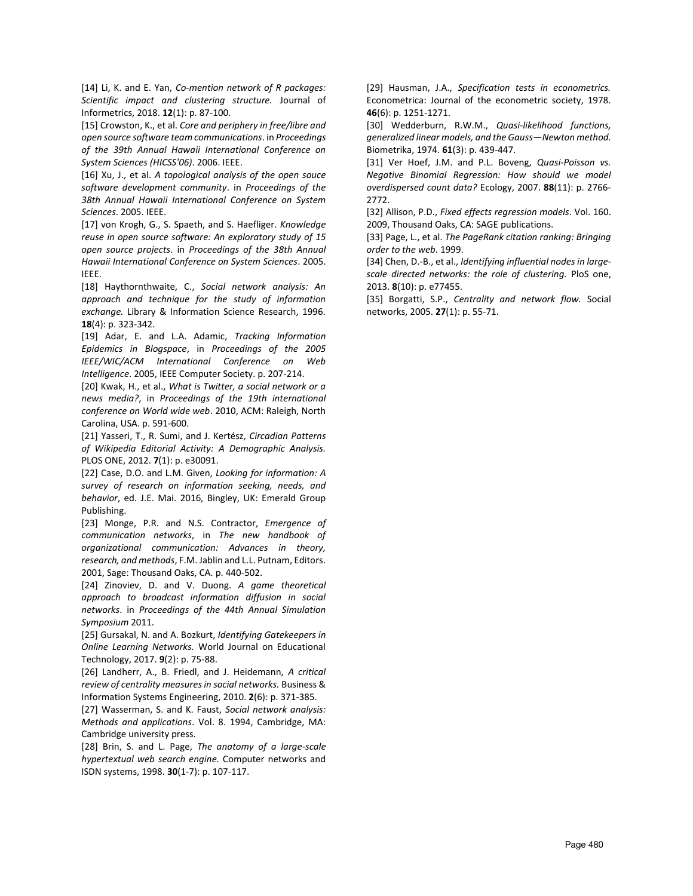[14] Li, K. and E. Yan, *Co-mention network of R packages: Scientific impact and clustering structure.* Journal of Informetrics, 2018. **12**(1): p. 87-100.

[15] Crowston, K., et al. *Core and periphery in free/libre and open source software team communications*. in *Proceedings of the 39th Annual Hawaii International Conference on System Sciences (HICSS'06)*. 2006. IEEE.

[16] Xu, J., et al. *A topological analysis of the open souce software development community*. in *Proceedings of the 38th Annual Hawaii International Conference on System Sciences*. 2005. IEEE.

[17] von Krogh, G., S. Spaeth, and S. Haefliger. *Knowledge reuse in open source software: An exploratory study of 15 open source projects*. in *Proceedings of the 38th Annual Hawaii International Conference on System Sciences*. 2005. IEEE.

[18] Haythornthwaite, C., *Social network analysis: An approach and technique for the study of information exchange.* Library & Information Science Research, 1996. **18**(4): p. 323-342.

[19] Adar, E. and L.A. Adamic, *Tracking Information Epidemics in Blogspace*, in *Proceedings of the 2005 IEEE/WIC/ACM International Conference on Web Intelligence*. 2005, IEEE Computer Society. p. 207-214.

[20] Kwak, H., et al., *What is Twitter, a social network or a news media?*, in *Proceedings of the 19th international conference on World wide web*. 2010, ACM: Raleigh, North Carolina, USA. p. 591-600.

[21] Yasseri, T., R. Sumi, and J. Kertész, *Circadian Patterns of Wikipedia Editorial Activity: A Demographic Analysis.* PLOS ONE, 2012. **7**(1): p. e30091.

[22] Case, D.O. and L.M. Given, *Looking for information: A survey of research on information seeking, needs, and behavior*, ed. J.E. Mai. 2016, Bingley, UK: Emerald Group Publishing.

[23] Monge, P.R. and N.S. Contractor, *Emergence of communication networks*, in *The new handbook of organizational communication: Advances in theory, research, and methods*, F.M. Jablin and L.L. Putnam, Editors. 2001, Sage: Thousand Oaks, CA. p. 440-502.

[24] Zinoviev, D. and V. Duong. *A game theoretical approach to broadcast information diffusion in social networks*. in *Proceedings of the 44th Annual Simulation Symposium* 2011.

[25] Gursakal, N. and A. Bozkurt, *Identifying Gatekeepers in Online Learning Networks.* World Journal on Educational Technology, 2017. **9**(2): p. 75-88.

[26] Landherr, A., B. Friedl, and J. Heidemann, *A critical review of centrality measures in social networks.* Business & Information Systems Engineering, 2010. **2**(6): p. 371-385.

[27] Wasserman, S. and K. Faust, *Social network analysis: Methods and applications*. Vol. 8. 1994, Cambridge, MA: Cambridge university press.

[28] Brin, S. and L. Page, *The anatomy of a large-scale hypertextual web search engine.* Computer networks and ISDN systems, 1998. **30**(1-7): p. 107-117.

[29] Hausman, J.A., *Specification tests in econometrics.* Econometrica: Journal of the econometric society, 1978. **46**(6): p. 1251-1271.

[30] Wedderburn, R.W.M., *Quasi-likelihood functions, generalized linear models, and the Gauss—Newton method.* Biometrika, 1974. **61**(3): p. 439-447.

[31] Ver Hoef, J.M. and P.L. Boveng, *Quasi-Poisson vs. Negative Binomial Regression: How should we model overdispersed count data?* Ecology, 2007. **88**(11): p. 2766-2772.

[32] Allison, P.D., *Fixed effects regression models*. Vol. 160. 2009, Thousand Oaks, CA: SAGE publications.

[33] Page, L., et al. *The PageRank citation ranking: Bringing order to the web*. 1999.

[34] Chen, D.-B., et al., *Identifying influential nodes in large-scale directed networks: the role of clustering.* PloS one, 2013. **8**(10): p. e77455.

[35] Borgatti, S.P., *Centrality and network flow.* Social networks, 2005. **27**(1): p. 55-71.